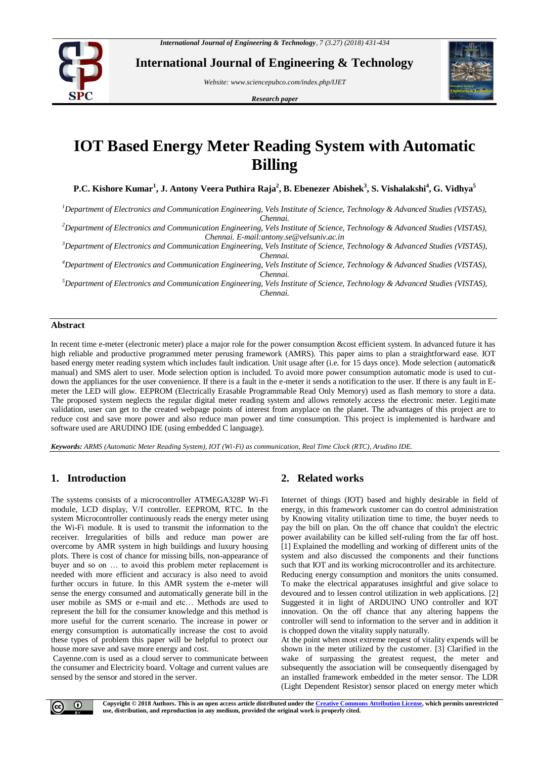# IOT Based Energy Meter Reading System with Automatic Billing

**P.C. Kishore Kumar[1], J. Antony Veera Puthira Raja[2], B. Ebenezer Abishek[3], S. Vishalakshi[4], G. Vidhya[5]**

*[1]Department of Electronics and Communication Engineering, Vels Institute of Science, Technology & Advanced Studies (VISTAS), Chennai.*
*[2]Department of Electronics and Communication Engineering, Vels Institute of Science, Technology & Advanced Studies (VISTAS), Chennai. E-mail:antony.se@velsuniv.ac.in*
*[3]Department of Electronics and Communication Engineering, Vels Institute of Science, Technology & Advanced Studies (VISTAS), Chennai.*
*[4]Department of Electronics and Communication Engineering, Vels Institute of Science, Technology & Advanced Studies (VISTAS), Chennai.*
*[5]Department of Electronics and Communication Engineering, Vels Institute of Science, Technology & Advanced Studies (VISTAS), Chennai.*

## Abstract

In recent time e-meter (electronic meter) place a major role for the power consumption &cost efficient system. In advanced future it has high reliable and productive programmed meter perusing framework (AMRS). This paper aims to plan a straightforward ease. IOT based energy meter reading system which includes fault indication. Unit usage after (i.e. for 15 days once). Mode selection (automatic& manual) and SMS alert to user. Mode selection option is included. To avoid more power consumption automatic mode is used to cut-down the appliances for the user convenience. If there is a fault in the e-meter it sends a notification to the user. If there is any fault in E-meter the LED will glow. EEPROM (Electrically Erasable Programmable Read Only Memory) used as flash memory to store a data. The proposed system neglects the regular digital meter reading system and allows remotely access the electronic meter. Legitimate validation, user can get to the created webpage points of interest from anyplace on the planet. The advantages of this project are to reduce cost and save more power and also reduce man power and time consumption. This project is implemented is hardware and software used are ARUDINO IDE (using embedded C language).

***Keywords:*** *ARMS (Automatic Meter Reading System), IOT (Wi-Fi) as communication, Real Time Clock (RTC), Arudino IDE.*

## 1. Introduction

The systems consists of a microcontroller ATMEGA328P Wi-Fi module, LCD display, V/I controller. EEPROM, RTC. In the system Microcontroller continuously reads the energy meter using the Wi-Fi module. It is used to transmit the information to the receiver. Irregularities of bills and reduce man power are overcome by AMR system in high buildings and luxury housing plots. There is cost of chance for missing bills, non-appearance of buyer and so on … to avoid this problem meter replacement is needed with more efficient and accuracy is also need to avoid further occurs in future. In this AMR system the e-meter will sense the energy consumed and automatically generate bill in the user mobile as SMS or e-mail and etc… Methods are used to represent the bill for the consumer knowledge and this method is more useful for the current scenario. The increase in power or energy consumption is automatically increase the cost to avoid these types of problem this paper will be helpful to protect our house more save and save more energy and cost.

Cayenne.com is used as a cloud server to communicate between the consumer and Electricity board. Voltage and current values are sensed by the sensor and stored in the server.

## 2. Related works

Internet of things (IOT) based and highly desirable in field of energy, in this framework customer can do control administration by Knowing vitality utilization time to time, the buyer needs to pay the bill on plan. On the off chance that couldn't the electric power availability can be killed self-ruling from the far off host. [1] Explained the modelling and working of different units of the system and also discussed the components and their functions such that IOT and its working microcontroller and its architecture. Reducing energy consumption and monitors the units consumed. To make the electrical apparatuses insightful and give solace to devoured and to lessen control utilization in web applications. [2] Suggested it in light of ARDUINO UNO controller and IOT innovation. On the off chance that any altering happens the controller will send to information to the server and in addition it is chopped down the vitality supply naturally.

At the point when most extreme request of vitality expends will be shown in the meter utilized by the customer. [3] Clarified in the wake of surpassing the greatest request, the meter and subsequently the association will be consequently disengaged by an installed framework embedded in the meter sensor. The LDR (Light Dependent Resistor) sensor placed on energy meter which

**Copyright © 2018 Authors. This is an open access article distributed under the Creative Commons Attribution License, which permits unrestricted use, distribution, and reproduction in any medium, provided the original work is properly cited.**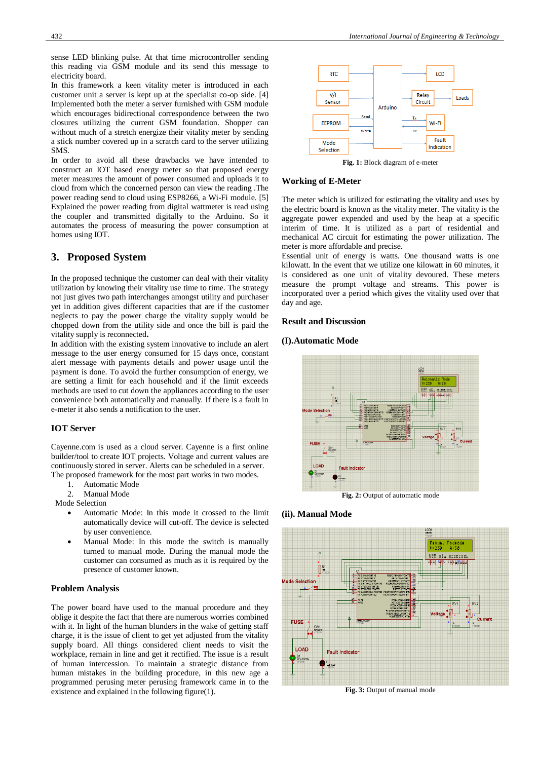sense LED blinking pulse. At that time microcontroller sending this reading via GSM module and its send this message to electricity board.

In this framework a keen vitality meter is introduced in each customer unit a server is kept up at the specialist co-op side. [4] Implemented both the meter a server furnished with GSM module which encourages bidirectional correspondence between the two closures utilizing the current GSM foundation. Shopper can without much of a stretch energize their vitality meter by sending a stick number covered up in a scratch card to the server utilizing SMS.

In order to avoid all these drawbacks we have intended to construct an IOT based energy meter so that proposed energy meter measures the amount of power consumed and uploads it to cloud from which the concerned person can view the reading .The power reading send to cloud using ESP8266, a Wi-Fi module. [5] Explained the power reading from digital wattmeter is read using the coupler and transmitted digitally to the Arduino. So it automates the process of measuring the power consumption at homes using IOT.

## 3. Proposed System

In the proposed technique the customer can deal with their vitality utilization by knowing their vitality use time to time. The strategy not just gives two path interchanges amongst utility and purchaser yet in addition gives different capacities that are if the customer neglects to pay the power charge the vitality supply would be chopped down from the utility side and once the bill is paid the vitality supply is reconnected**.**

In addition with the existing system innovative to include an alert message to the user energy consumed for 15 days once, constant alert message with payments details and power usage until the payment is done. To avoid the further consumption of energy, we are setting a limit for each household and if the limit exceeds methods are used to cut down the appliances according to the user convenience both automatically and manually. If there is a fault in e-meter it also sends a notification to the user.

### IOT Server

Cayenne.com is used as a cloud server. Cayenne is a first online builder/tool to create IOT projects. Voltage and current values are continuously stored in server. Alerts can be scheduled in a server. The proposed framework for the most part works in two modes.

1. Automatic Mode
2. Manual Mode

Mode Selection

- Automatic Mode: In this mode it crossed to the limit automatically device will cut-off. The device is selected by user convenience.
- Manual Mode: In this mode the switch is manually turned to manual mode. During the manual mode the customer can consumed as much as it is required by the presence of customer known.

### Problem Analysis

The power board have used to the manual procedure and they oblige it despite the fact that there are numerous worries combined with it. In light of the human blunders in the wake of getting staff charge, it is the issue of client to get yet adjusted from the vitality supply board. All things considered client needs to visit the workplace, remain in line and get it rectified. The issue is a result of human intercession. To maintain a strategic distance from human mistakes in the building procedure, in this new age a programmed perusing meter perusing framework came in to the existence and explained in the following figure(1).

**Fig. 1:** Block diagram of e-meter

### Working of E-Meter

The meter which is utilized for estimating the vitality and uses by the electric board is known as the vitality meter. The vitality is the aggregate power expended and used by the heap at a specific interim of time. It is utilized as a part of residential and mechanical AC circuit for estimating the power utilization. The meter is more affordable and precise.

Essential unit of energy is watts. One thousand watts is one kilowatt. In the event that we utilize one kilowatt in 60 minutes, it is considered as one unit of vitality devoured. These meters measure the prompt voltage and streams. This power is incorporated over a period which gives the vitality used over that day and age.

### Result and Discussion

### (I).Automatic Mode

**Fig. 2:** Output of automatic mode

### (ii). Manual Mode

**Fig. 3:** Output of manual mode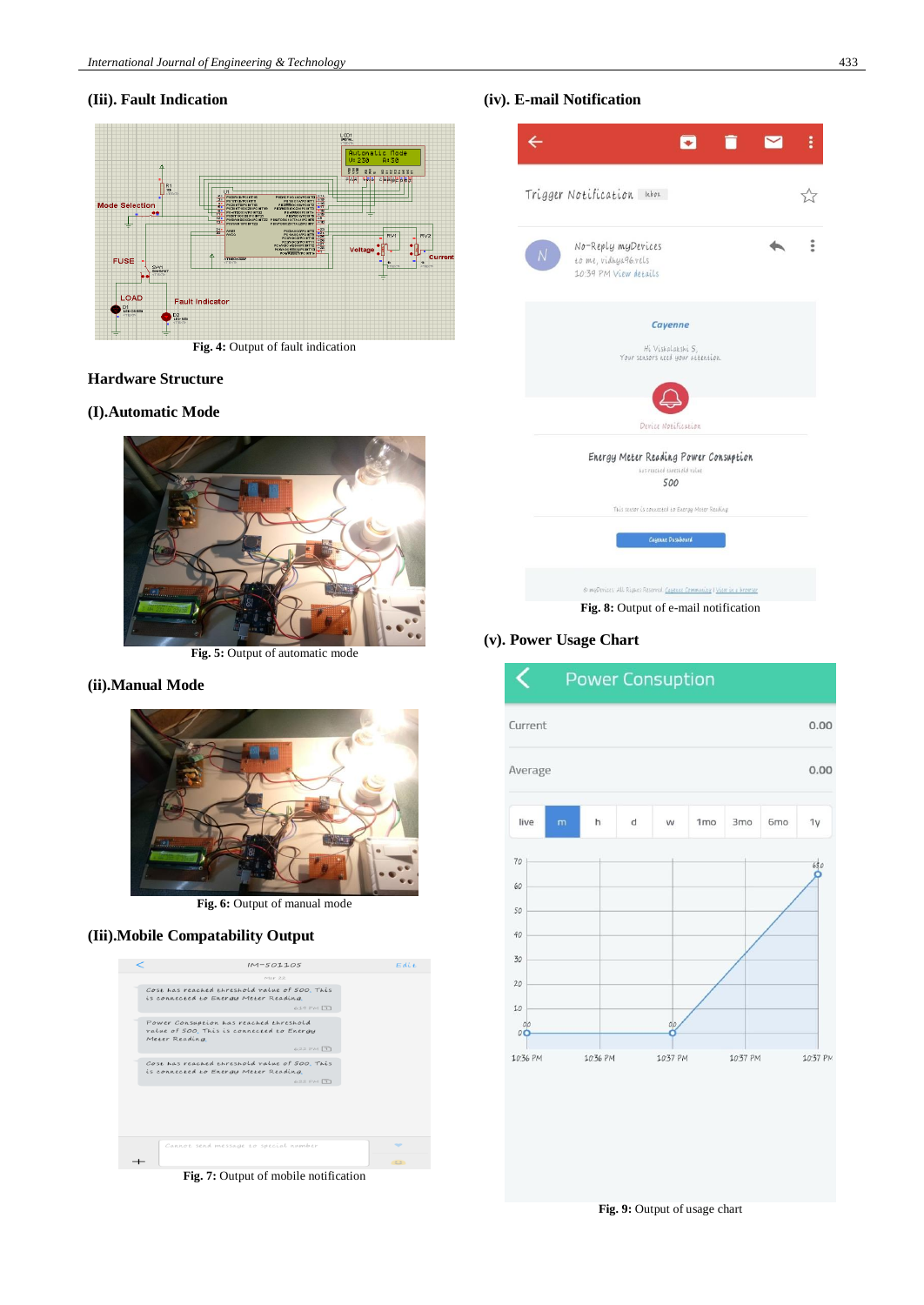### (Iii). Fault Indication

Fig. 4: Output of fault indication

### Hardware Structure

### (I).Automatic Mode

Fig. 5: Output of automatic mode

### (ii).Manual Mode

Fig. 6: Output of manual mode

### (Iii).Mobile Compatability Output

Fig. 7: Output of mobile notification

### (iv). E-mail Notification

Fig. 8: Output of e-mail notification

### (v). Power Usage Chart

Fig. 9: Output of usage chart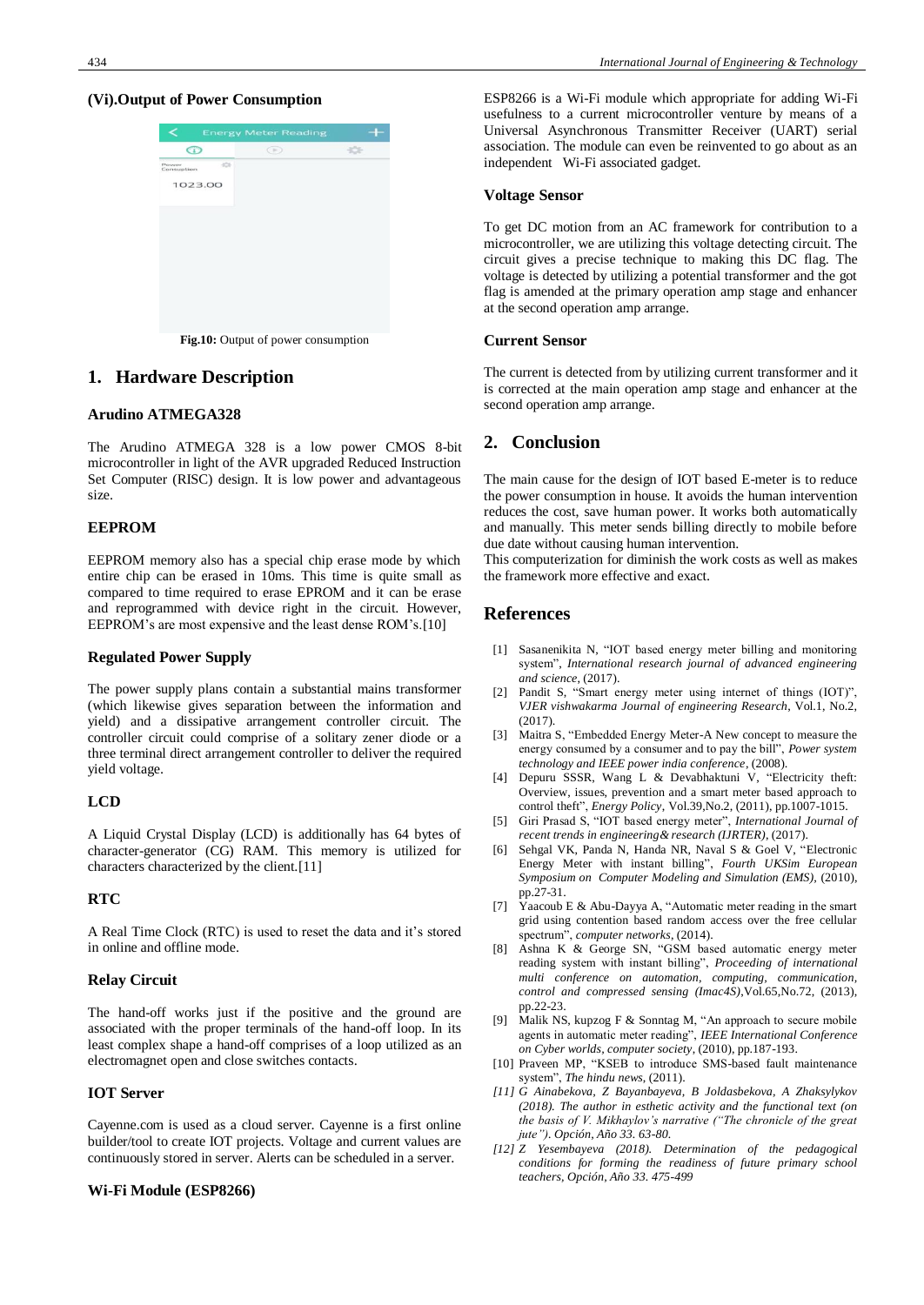### (Vi).Output of Power Consumption

Energy Meter Reading

Power Consumption

1023.00

**Fig.10:** Output of power consumption

## 1. Hardware Description

### Arudino ATMEGA328

The Arudino ATMEGA 328 is a low power CMOS 8-bit microcontroller in light of the AVR upgraded Reduced Instruction Set Computer (RISC) design. It is low power and advantageous size.

### EEPROM

EEPROM memory also has a special chip erase mode by which entire chip can be erased in 10ms. This time is quite small as compared to time required to erase EPROM and it can be erase and reprogrammed with device right in the circuit. However, EEPROM's are most expensive and the least dense ROM's.[10]

### Regulated Power Supply

The power supply plans contain a substantial mains transformer (which likewise gives separation between the information and yield) and a dissipative arrangement controller circuit. The controller circuit could comprise of a solitary zener diode or a three terminal direct arrangement controller to deliver the required yield voltage.

### LCD

A Liquid Crystal Display (LCD) is additionally has 64 bytes of character-generator (CG) RAM. This memory is utilized for characters characterized by the client.[11]

### RTC

A Real Time Clock (RTC) is used to reset the data and it's stored in online and offline mode.

### Relay Circuit

The hand-off works just if the positive and the ground are associated with the proper terminals of the hand-off loop. In its least complex shape a hand-off comprises of a loop utilized as an electromagnet open and close switches contacts.

### IOT Server

Cayenne.com is used as a cloud server. Cayenne is a first online builder/tool to create IOT projects. Voltage and current values are continuously stored in server. Alerts can be scheduled in a server.

### Wi-Fi Module (ESP8266)

ESP8266 is a Wi-Fi module which appropriate for adding Wi-Fi usefulness to a current microcontroller venture by means of a Universal Asynchronous Transmitter Receiver (UART) serial association. The module can even be reinvented to go about as an independent Wi-Fi associated gadget.

### Voltage Sensor

To get DC motion from an AC framework for contribution to a microcontroller, we are utilizing this voltage detecting circuit. The circuit gives a precise technique to making this DC flag. The voltage is detected by utilizing a potential transformer and the got flag is amended at the primary operation amp stage and enhancer at the second operation amp arrange.

### Current Sensor

The current is detected from by utilizing current transformer and it is corrected at the main operation amp stage and enhancer at the second operation amp arrange.

## 2. Conclusion

The main cause for the design of IOT based E-meter is to reduce the power consumption in house. It avoids the human intervention reduces the cost, save human power. It works both automatically and manually. This meter sends billing directly to mobile before due date without causing human intervention.
This computerization for diminish the work costs as well as makes the framework more effective and exact.

## References

[1] Sasanenikita N, "IOT based energy meter billing and monitoring system", *International research journal of advanced engineering and science*, (2017).

[2] Pandit S, "Smart energy meter using internet of things (IOT)", *VJER vishwakarma Journal of engineering Research*, Vol.1, No.2, (2017).

[3] Maitra S, "Embedded Energy Meter-A New concept to measure the energy consumed by a consumer and to pay the bill", *Power system technology and IEEE power india conference*, (2008).

[4] Depuru SSSR, Wang L & Devabhaktuni V, "Electricity theft: Overview, issues, prevention and a smart meter based approach to control theft", *Energy Policy*, Vol.39,No.2, (2011), pp.1007-1015.

[5] Giri Prasad S, "IOT based energy meter", *International Journal of recent trends in engineering& research (IJRTER)*, (2017).

[6] Sehgal VK, Panda N, Handa NR, Naval S & Goel V, "Electronic Energy Meter with instant billing", *Fourth UKSim European Symposium on Computer Modeling and Simulation (EMS)*, (2010), pp.27-31.

[7] Yaacoub E & Abu-Dayya A, "Automatic meter reading in the smart grid using contention based random access over the free cellular spectrum", *computer networks*, (2014).

[8] Ashna K & George SN, "GSM based automatic energy meter reading system with instant billing", *Proceeding of international multi conference on automation, computing, communication, control and compressed sensing (Imac4S)*,Vol.65,No.72, (2013), pp.22-23.

[9] Malik NS, kupzog F & Sonntag M, "An approach to secure mobile agents in automatic meter reading", *IEEE International Conference on Cyber worlds, computer society*, (2010), pp.187-193.

[10] Praveen MP, "KSEB to introduce SMS-based fault maintenance system", *The hindu news*, (2011).

*[11] G Ainabekova, Z Bayanbayeva, B Joldasbekova, A Zhaksylykov (2018). The author in esthetic activity and the functional text (on the basis of V. Mikhaylov's narrative ("The chronicle of the great jute"). Opción, Año 33. 63-80.*

*[12] Z Yesembayeva (2018). Determination of the pedagogical conditions for forming the readiness of future primary school teachers, Opción, Año 33. 475-499*